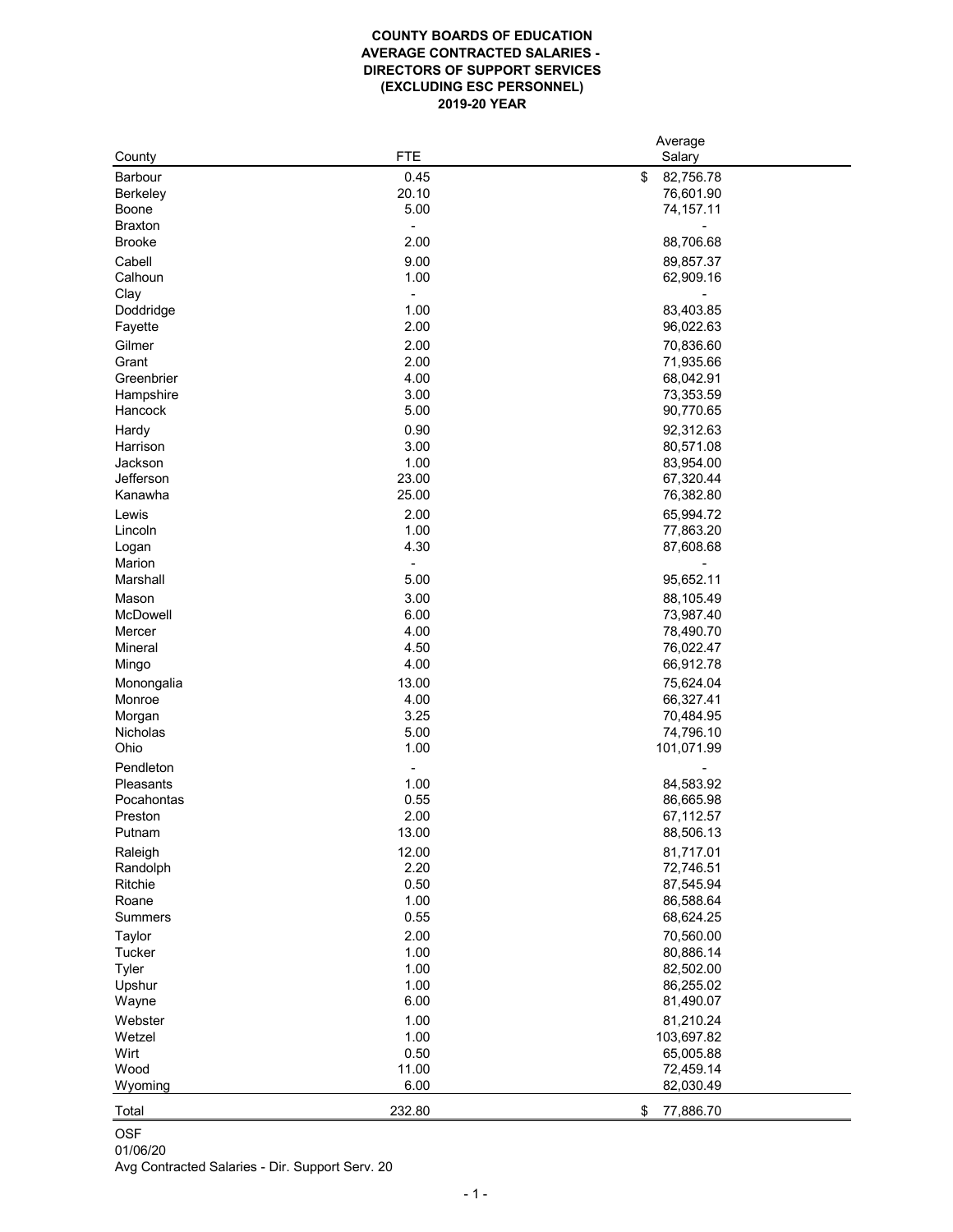# COUNTY BOARDS OF EDUCATION
## AVERAGE CONTRACTED SALARIES - DIRECTORS OF SUPPORT SERVICES (EXCLUDING ESC PERSONNEL)
## 2019-20 YEAR

| County | FTE | Average Salary |
|---|---|---|
| Barbour | 0.45 | $ 82,756.78 |
| Berkeley | 20.10 | 76,601.90 |
| Boone | 5.00 | 74,157.11 |
| Braxton | - | - |
| Brooke | 2.00 | 88,706.68 |
| Cabell | 9.00 | 89,857.37 |
| Calhoun | 1.00 | 62,909.16 |
| Clay | - | - |
| Doddridge | 1.00 | 83,403.85 |
| Fayette | 2.00 | 96,022.63 |
| Gilmer | 2.00 | 70,836.60 |
| Grant | 2.00 | 71,935.66 |
| Greenbrier | 4.00 | 68,042.91 |
| Hampshire | 3.00 | 73,353.59 |
| Hancock | 5.00 | 90,770.65 |
| Hardy | 0.90 | 92,312.63 |
| Harrison | 3.00 | 80,571.08 |
| Jackson | 1.00 | 83,954.00 |
| Jefferson | 23.00 | 67,320.44 |
| Kanawha | 25.00 | 76,382.80 |
| Lewis | 2.00 | 65,994.72 |
| Lincoln | 1.00 | 77,863.20 |
| Logan | 4.30 | 87,608.68 |
| Marion | - | - |
| Marshall | 5.00 | 95,652.11 |
| Mason | 3.00 | 88,105.49 |
| McDowell | 6.00 | 73,987.40 |
| Mercer | 4.00 | 78,490.70 |
| Mineral | 4.50 | 76,022.47 |
| Mingo | 4.00 | 66,912.78 |
| Monongalia | 13.00 | 75,624.04 |
| Monroe | 4.00 | 66,327.41 |
| Morgan | 3.25 | 70,484.95 |
| Nicholas | 5.00 | 74,796.10 |
| Ohio | 1.00 | 101,071.99 |
| Pendleton | - | - |
| Pleasants | 1.00 | 84,583.92 |
| Pocahontas | 0.55 | 86,665.98 |
| Preston | 2.00 | 67,112.57 |
| Putnam | 13.00 | 88,506.13 |
| Raleigh | 12.00 | 81,717.01 |
| Randolph | 2.20 | 72,746.51 |
| Ritchie | 0.50 | 87,545.94 |
| Roane | 1.00 | 86,588.64 |
| Summers | 0.55 | 68,624.25 |
| Taylor | 2.00 | 70,560.00 |
| Tucker | 1.00 | 80,886.14 |
| Tyler | 1.00 | 82,502.00 |
| Upshur | 1.00 | 86,255.02 |
| Wayne | 6.00 | 81,490.07 |
| Webster | 1.00 | 81,210.24 |
| Wetzel | 1.00 | 103,697.82 |
| Wirt | 0.50 | 65,005.88 |
| Wood | 11.00 | 72,459.14 |
| Wyoming | 6.00 | 82,030.49 |
| Total | 232.80 | $ 77,886.70 |

OSF
01/06/20
Avg Contracted Salaries - Dir. Support Serv. 20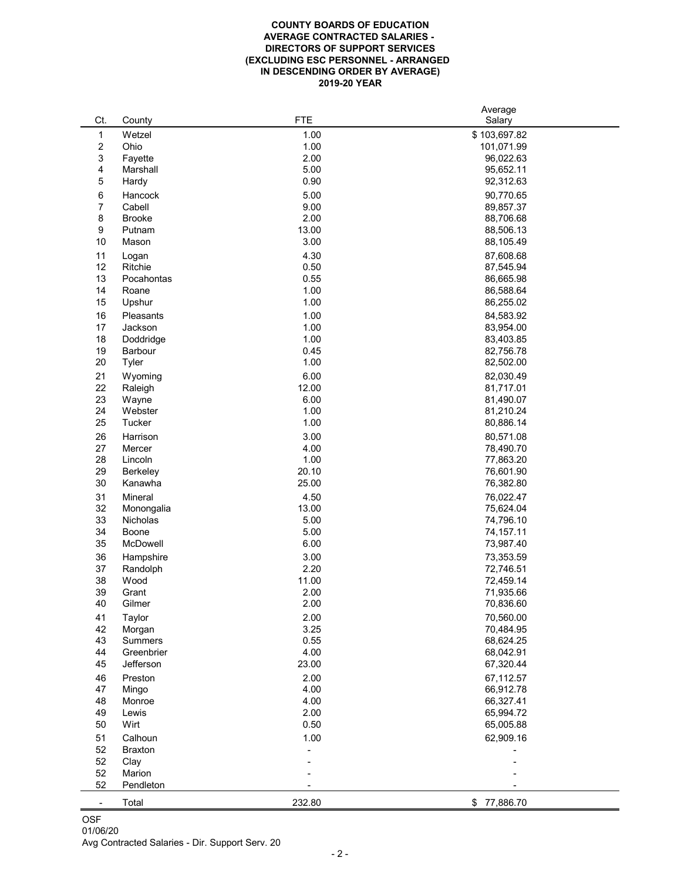**COUNTY BOARDS OF EDUCATION**
**AVERAGE CONTRACTED SALARIES -**
**DIRECTORS OF SUPPORT SERVICES**
**(EXCLUDING ESC PERSONNEL - ARRANGED IN DESCENDING ORDER BY AVERAGE)**
**2019-20 YEAR**

| Ct. | County | FTE | Average Salary |
|---|---|---|---|
| 1 | Wetzel | 1.00 | $ 103,697.82 |
| 2 | Ohio | 1.00 | 101,071.99 |
| 3 | Fayette | 2.00 | 96,022.63 |
| 4 | Marshall | 5.00 | 95,652.11 |
| 5 | Hardy | 0.90 | 92,312.63 |
| 6 | Hancock | 5.00 | 90,770.65 |
| 7 | Cabell | 9.00 | 89,857.37 |
| 8 | Brooke | 2.00 | 88,706.68 |
| 9 | Putnam | 13.00 | 88,506.13 |
| 10 | Mason | 3.00 | 88,105.49 |
| 11 | Logan | 4.30 | 87,608.68 |
| 12 | Ritchie | 0.50 | 87,545.94 |
| 13 | Pocahontas | 0.55 | 86,665.98 |
| 14 | Roane | 1.00 | 86,588.64 |
| 15 | Upshur | 1.00 | 86,255.02 |
| 16 | Pleasants | 1.00 | 84,583.92 |
| 17 | Jackson | 1.00 | 83,954.00 |
| 18 | Doddridge | 1.00 | 83,403.85 |
| 19 | Barbour | 0.45 | 82,756.78 |
| 20 | Tyler | 1.00 | 82,502.00 |
| 21 | Wyoming | 6.00 | 82,030.49 |
| 22 | Raleigh | 12.00 | 81,717.01 |
| 23 | Wayne | 6.00 | 81,490.07 |
| 24 | Webster | 1.00 | 81,210.24 |
| 25 | Tucker | 1.00 | 80,886.14 |
| 26 | Harrison | 3.00 | 80,571.08 |
| 27 | Mercer | 4.00 | 78,490.70 |
| 28 | Lincoln | 1.00 | 77,863.20 |
| 29 | Berkeley | 20.10 | 76,601.90 |
| 30 | Kanawha | 25.00 | 76,382.80 |
| 31 | Mineral | 4.50 | 76,022.47 |
| 32 | Monongalia | 13.00 | 75,624.04 |
| 33 | Nicholas | 5.00 | 74,796.10 |
| 34 | Boone | 5.00 | 74,157.11 |
| 35 | McDowell | 6.00 | 73,987.40 |
| 36 | Hampshire | 3.00 | 73,353.59 |
| 37 | Randolph | 2.20 | 72,746.51 |
| 38 | Wood | 11.00 | 72,459.14 |
| 39 | Grant | 2.00 | 71,935.66 |
| 40 | Gilmer | 2.00 | 70,836.60 |
| 41 | Taylor | 2.00 | 70,560.00 |
| 42 | Morgan | 3.25 | 70,484.95 |
| 43 | Summers | 0.55 | 68,624.25 |
| 44 | Greenbrier | 4.00 | 68,042.91 |
| 45 | Jefferson | 23.00 | 67,320.44 |
| 46 | Preston | 2.00 | 67,112.57 |
| 47 | Mingo | 4.00 | 66,912.78 |
| 48 | Monroe | 4.00 | 66,327.41 |
| 49 | Lewis | 2.00 | 65,994.72 |
| 50 | Wirt | 0.50 | 65,005.88 |
| 51 | Calhoun | 1.00 | 62,909.16 |
| 52 | Braxton | - | - |
| 52 | Clay | - | - |
| 52 | Marion | - | - |
| 52 | Pendleton | - | - |
| - | Total | 232.80 | $ 77,886.70 |

OSF
01/06/20
Avg Contracted Salaries - Dir. Support Serv. 20